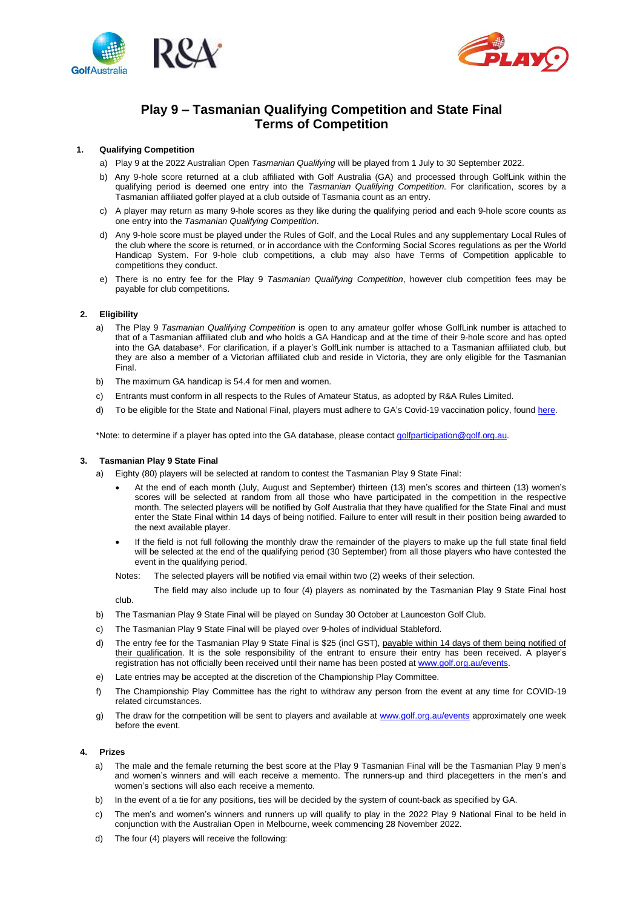# Play 9 – Tasmanian Qualifying Competition and State Final
# Terms of Competition

## 1. Qualifying Competition

a) Play 9 at the 2022 Australian Open *Tasmanian Qualifying* will be played from 1 July to 30 September 2022.

b) Any 9-hole score returned at a club affiliated with Golf Australia (GA) and processed through GolfLink within the qualifying period is deemed one entry into the *Tasmanian Qualifying Competition.* For clarification, scores by a Tasmanian affiliated golfer played at a club outside of Tasmania count as an entry.

c) A player may return as many 9-hole scores as they like during the qualifying period and each 9-hole score counts as one entry into the *Tasmanian Qualifying Competition*.

d) Any 9-hole score must be played under the Rules of Golf, and the Local Rules and any supplementary Local Rules of the club where the score is returned, or in accordance with the Conforming Social Scores regulations as per the World Handicap System. For 9-hole club competitions, a club may also have Terms of Competition applicable to competitions they conduct.

e) There is no entry fee for the Play 9 *Tasmanian Qualifying Competition*, however club competition fees may be payable for club competitions.

## 2. Eligibility

a) The Play 9 *Tasmanian Qualifying Competition* is open to any amateur golfer whose GolfLink number is attached to that of a Tasmanian affiliated club and who holds a GA Handicap and at the time of their 9-hole score and has opted into the GA database*. For clarification, if a player's GolfLink number is attached to a Tasmanian affiliated club, but they are also a member of a Victorian affiliated club and reside in Victoria, they are only eligible for the Tasmanian Final.

b) The maximum GA handicap is 54.4 for men and women.

c) Entrants must conform in all respects to the Rules of Amateur Status, as adopted by R&A Rules Limited.

d) To be eligible for the State and National Final, players must adhere to GA's Covid-19 vaccination policy, found here.

*Note: to determine if a player has opted into the GA database, please contact golfparticipation@golf.org.au.

## 3. Tasmanian Play 9 State Final

a) Eighty (80) players will be selected at random to contest the Tasmanian Play 9 State Final:

- At the end of each month (July, August and September) thirteen (13) men's scores and thirteen (13) women's scores will be selected at random from all those who have participated in the competition in the respective month. The selected players will be notified by Golf Australia that they have qualified for the State Final and must enter the State Final within 14 days of being notified. Failure to enter will result in their position being awarded to the next available player.
- If the field is not full following the monthly draw the remainder of the players to make up the full state final field will be selected at the end of the qualifying period (30 September) from all those players who have contested the event in the qualifying period.

Notes: The selected players will be notified via email within two (2) weeks of their selection.

The field may also include up to four (4) players as nominated by the Tasmanian Play 9 State Final host club.

b) The Tasmanian Play 9 State Final will be played on Sunday 30 October at Launceston Golf Club.

c) The Tasmanian Play 9 State Final will be played over 9-holes of individual Stableford.

d) The entry fee for the Tasmanian Play 9 State Final is $25 (incl GST), payable within 14 days of them being notified of their qualification. It is the sole responsibility of the entrant to ensure their entry has been received. A player's registration has not officially been received until their name has been posted at www.golf.org.au/events.

e) Late entries may be accepted at the discretion of the Championship Play Committee.

f) The Championship Play Committee has the right to withdraw any person from the event at any time for COVID-19 related circumstances.

g) The draw for the competition will be sent to players and available at www.golf.org.au/events approximately one week before the event.

## 4. Prizes

a) The male and the female returning the best score at the Play 9 Tasmanian Final will be the Tasmanian Play 9 men's and women's winners and will each receive a memento. The runners-up and third placegetters in the men's and women's sections will also each receive a memento.

b) In the event of a tie for any positions, ties will be decided by the system of count-back as specified by GA.

c) The men's and women's winners and runners up will qualify to play in the 2022 Play 9 National Final to be held in conjunction with the Australian Open in Melbourne, week commencing 28 November 2022.

d) The four (4) players will receive the following: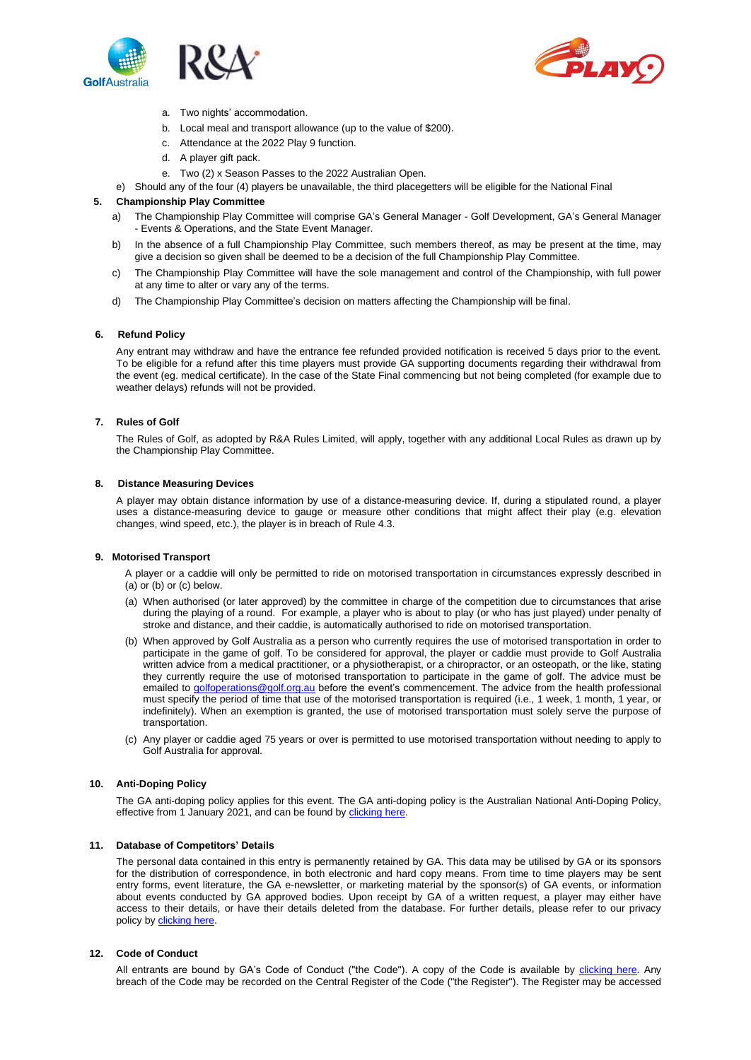a. Two nights' accommodation.
b. Local meal and transport allowance (up to the value of $200).
c. Attendance at the 2022 Play 9 function.
d. A player gift pack.
e. Two (2) x Season Passes to the 2022 Australian Open.

e) Should any of the four (4) players be unavailable, the third placegetters will be eligible for the National Final

**5. Championship Play Committee**

a) The Championship Play Committee will comprise GA's General Manager - Golf Development, GA's General Manager - Events & Operations, and the State Event Manager.

b) In the absence of a full Championship Play Committee, such members thereof, as may be present at the time, may give a decision so given shall be deemed to be a decision of the full Championship Play Committee.

c) The Championship Play Committee will have the sole management and control of the Championship, with full power at any time to alter or vary any of the terms.

d) The Championship Play Committee's decision on matters affecting the Championship will be final.

**6. Refund Policy**

Any entrant may withdraw and have the entrance fee refunded provided notification is received 5 days prior to the event. To be eligible for a refund after this time players must provide GA supporting documents regarding their withdrawal from the event (eg. medical certificate). In the case of the State Final commencing but not being completed (for example due to weather delays) refunds will not be provided.

**7. Rules of Golf**

The Rules of Golf, as adopted by R&A Rules Limited, will apply, together with any additional Local Rules as drawn up by the Championship Play Committee.

**8. Distance Measuring Devices**

A player may obtain distance information by use of a distance-measuring device. If, during a stipulated round, a player uses a distance-measuring device to gauge or measure other conditions that might affect their play (e.g. elevation changes, wind speed, etc.), the player is in breach of Rule 4.3.

**9. Motorised Transport**

A player or a caddie will only be permitted to ride on motorised transportation in circumstances expressly described in (a) or (b) or (c) below.

(a) When authorised (or later approved) by the committee in charge of the competition due to circumstances that arise during the playing of a round. For example, a player who is about to play (or who has just played) under penalty of stroke and distance, and their caddie, is automatically authorised to ride on motorised transportation.

(b) When approved by Golf Australia as a person who currently requires the use of motorised transportation in order to participate in the game of golf. To be considered for approval, the player or caddie must provide to Golf Australia written advice from a medical practitioner, or a physiotherapist, or a chiropractor, or an osteopath, or the like, stating they currently require the use of motorised transportation to participate in the game of golf. The advice must be emailed to golfoperations@golf.org.au before the event's commencement. The advice from the health professional must specify the period of time that use of the motorised transportation is required (i.e., 1 week, 1 month, 1 year, or indefinitely). When an exemption is granted, the use of motorised transportation must solely serve the purpose of transportation.

(c) Any player or caddie aged 75 years or over is permitted to use motorised transportation without needing to apply to Golf Australia for approval.

**10. Anti-Doping Policy**

The GA anti-doping policy applies for this event. The GA anti-doping policy is the Australian National Anti-Doping Policy, effective from 1 January 2021, and can be found by clicking here.

**11. Database of Competitors' Details**

The personal data contained in this entry is permanently retained by GA. This data may be utilised by GA or its sponsors for the distribution of correspondence, in both electronic and hard copy means. From time to time players may be sent entry forms, event literature, the GA e-newsletter, or marketing material by the sponsor(s) of GA events, or information about events conducted by GA approved bodies. Upon receipt by GA of a written request, a player may either have access to their details, or have their details deleted from the database. For further details, please refer to our privacy policy by clicking here.

**12. Code of Conduct**

All entrants are bound by GA's Code of Conduct ("the Code"). A copy of the Code is available by clicking here. Any breach of the Code may be recorded on the Central Register of the Code ("the Register"). The Register may be accessed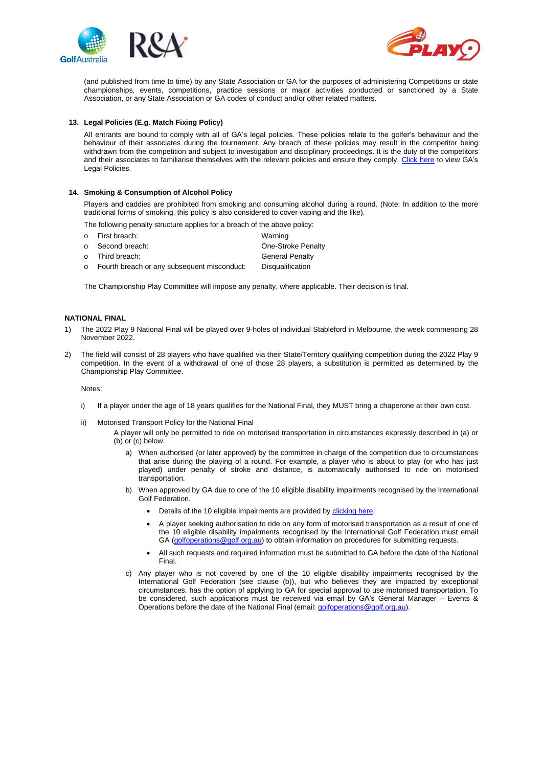(and published from time to time) by any State Association or GA for the purposes of administering Competitions or state championships, events, competitions, practice sessions or major activities conducted or sanctioned by a State Association, or any State Association or GA codes of conduct and/or other related matters.

**13. Legal Policies (E.g. Match Fixing Policy)**

All entrants are bound to comply with all of GA's legal policies. These policies relate to the golfer's behaviour and the behaviour of their associates during the tournament. Any breach of these policies may result in the competitor being withdrawn from the competition and subject to investigation and disciplinary proceedings. It is the duty of the competitors and their associates to familiarise themselves with the relevant policies and ensure they comply. Click here to view GA's Legal Policies.

**14. Smoking & Consumption of Alcohol Policy**

Players and caddies are prohibited from smoking and consuming alcohol during a round. (Note: In addition to the more traditional forms of smoking, this policy is also considered to cover vaping and the like).

The following penalty structure applies for a breach of the above policy:

| | |
|---|---|
| o First breach: | Warning |
| o Second breach: | One-Stroke Penalty |
| o Third breach: | General Penalty |
| o Fourth breach or any subsequent misconduct: | Disqualification |

The Championship Play Committee will impose any penalty, where applicable. Their decision is final.

**NATIONAL FINAL**

1) The 2022 Play 9 National Final will be played over 9-holes of individual Stableford in Melbourne, the week commencing 28 November 2022.

2) The field will consist of 28 players who have qualified via their State/Territory qualifying competition during the 2022 Play 9 competition. In the event of a withdrawal of one of those 28 players, a substitution is permitted as determined by the Championship Play Committee.

   Notes:

   i) If a player under the age of 18 years qualifies for the National Final, they MUST bring a chaperone at their own cost.

   ii) Motorised Transport Policy for the National Final

      A player will only be permitted to ride on motorised transportation in circumstances expressly described in (a) or (b) or (c) below.

      a) When authorised (or later approved) by the committee in charge of the competition due to circumstances that arise during the playing of a round. For example, a player who is about to play (or who has just played) under penalty of stroke and distance, is automatically authorised to ride on motorised transportation.

      b) When approved by GA due to one of the 10 eligible disability impairments recognised by the International Golf Federation.

         - Details of the 10 eligible impairments are provided by clicking here.
         - A player seeking authorisation to ride on any form of motorised transportation as a result of one of the 10 eligible disability impairments recognised by the International Golf Federation must email GA (golfoperations@golf.org.au) to obtain information on procedures for submitting requests.
         - All such requests and required information must be submitted to GA before the date of the National Final.

      c) Any player who is not covered by one of the 10 eligible disability impairments recognised by the International Golf Federation (see clause (b)), but who believes they are impacted by exceptional circumstances, has the option of applying to GA for special approval to use motorised transportation. To be considered, such applications must be received via email by GA's General Manager – Events & Operations before the date of the National Final (email: golfoperations@golf.org.au).